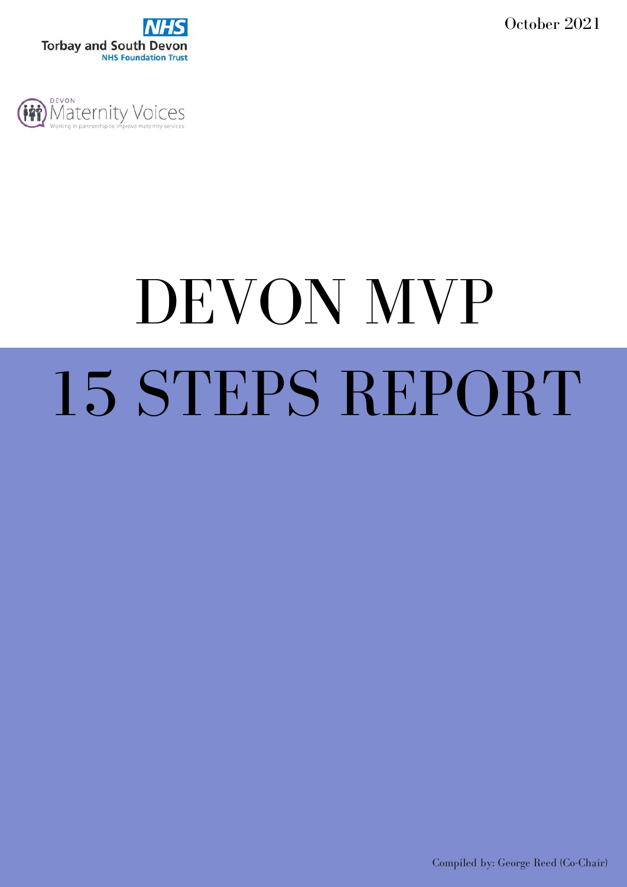October 2021

Torbay and South Devon
NHS Foundation Trust

DEVON Maternity Voices
Working in partnership to improve maternity services

# DEVON MVP 15 STEPS REPORT

Compiled by: George Reed (Co-Chair)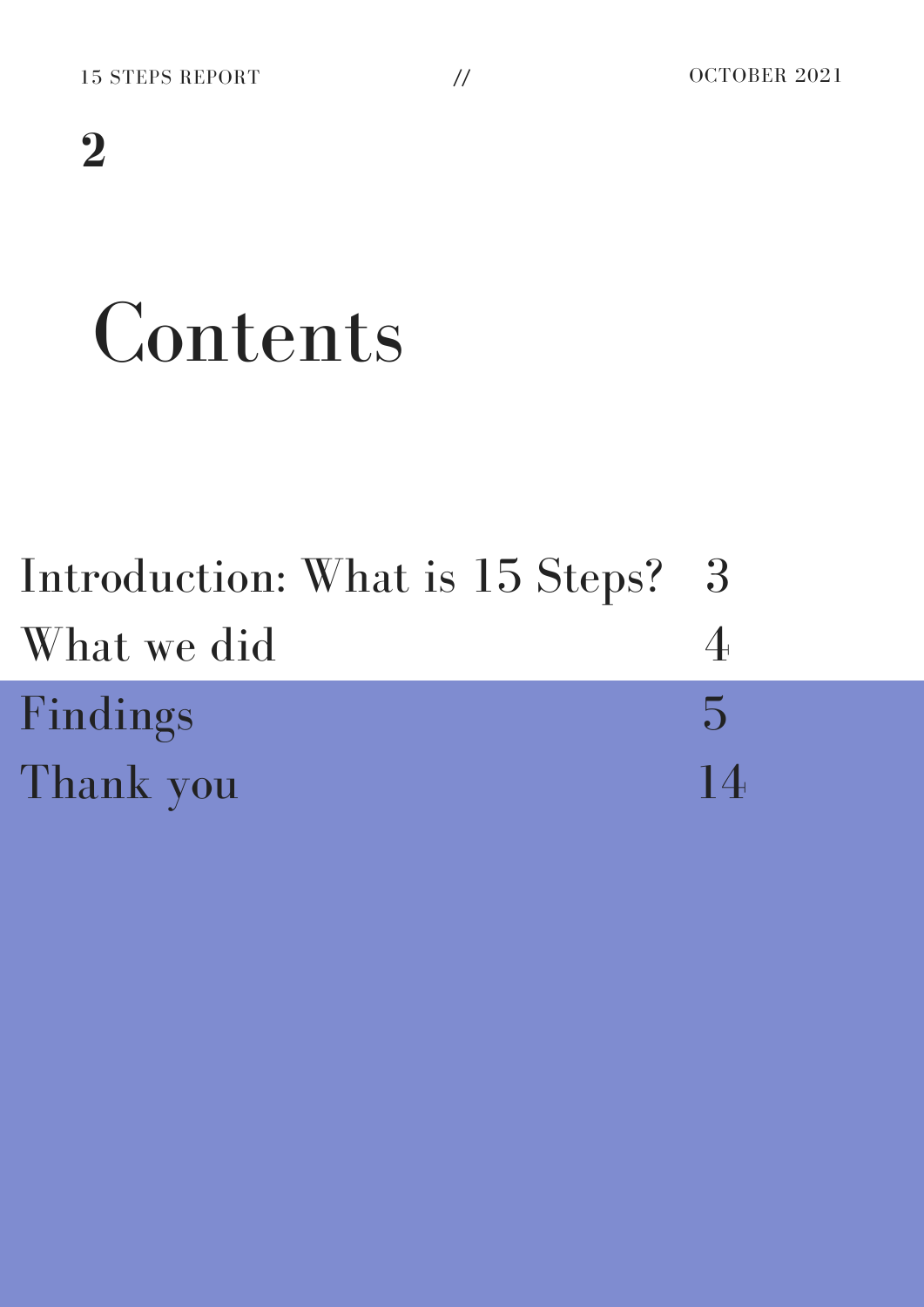# Contents

| | |
|---|---|
| Introduction: What is 15 Steps? | 3 |
| What we did | 4 |
| Findings | 5 |
| Thank you | 14 |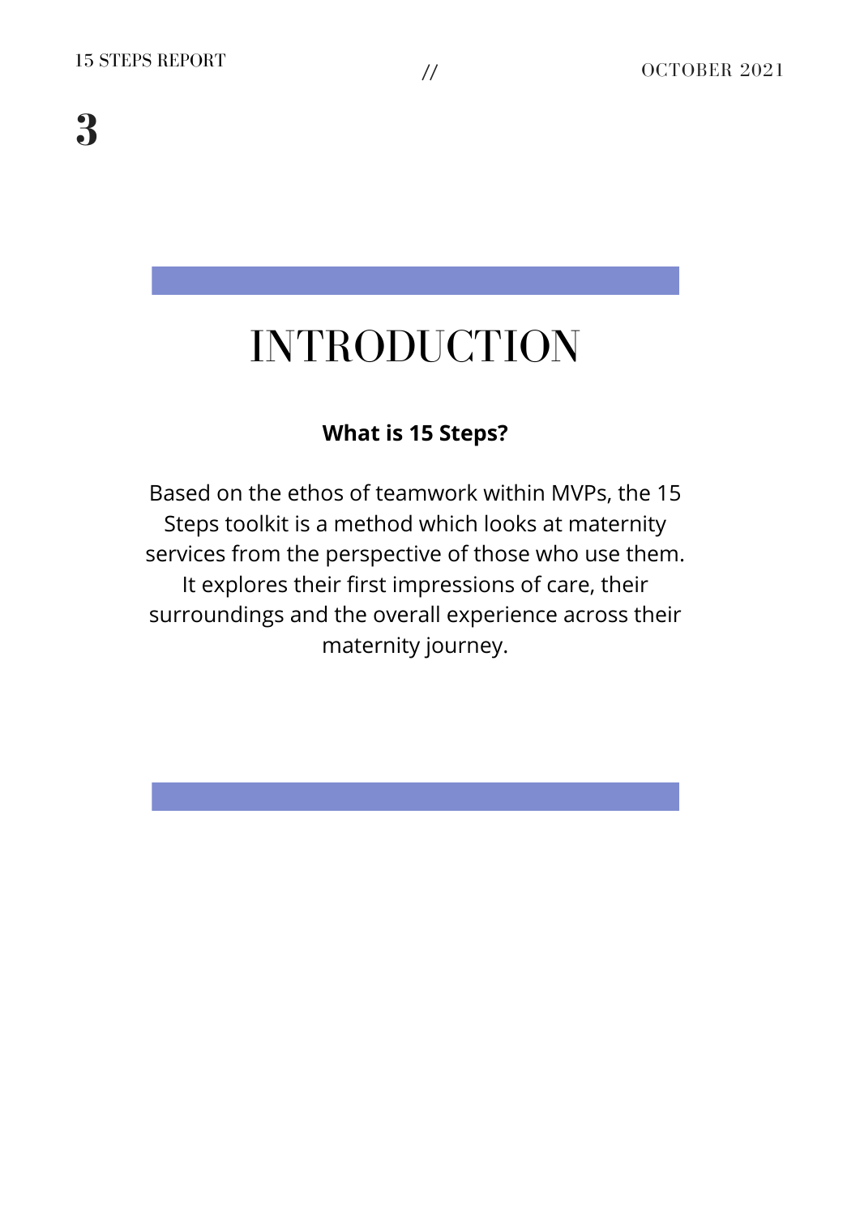# INTRODUCTION

**What is 15 Steps?**

Based on the ethos of teamwork within MVPs, the 15 Steps toolkit is a method which looks at maternity services from the perspective of those who use them. It explores their first impressions of care, their surroundings and the overall experience across their maternity journey.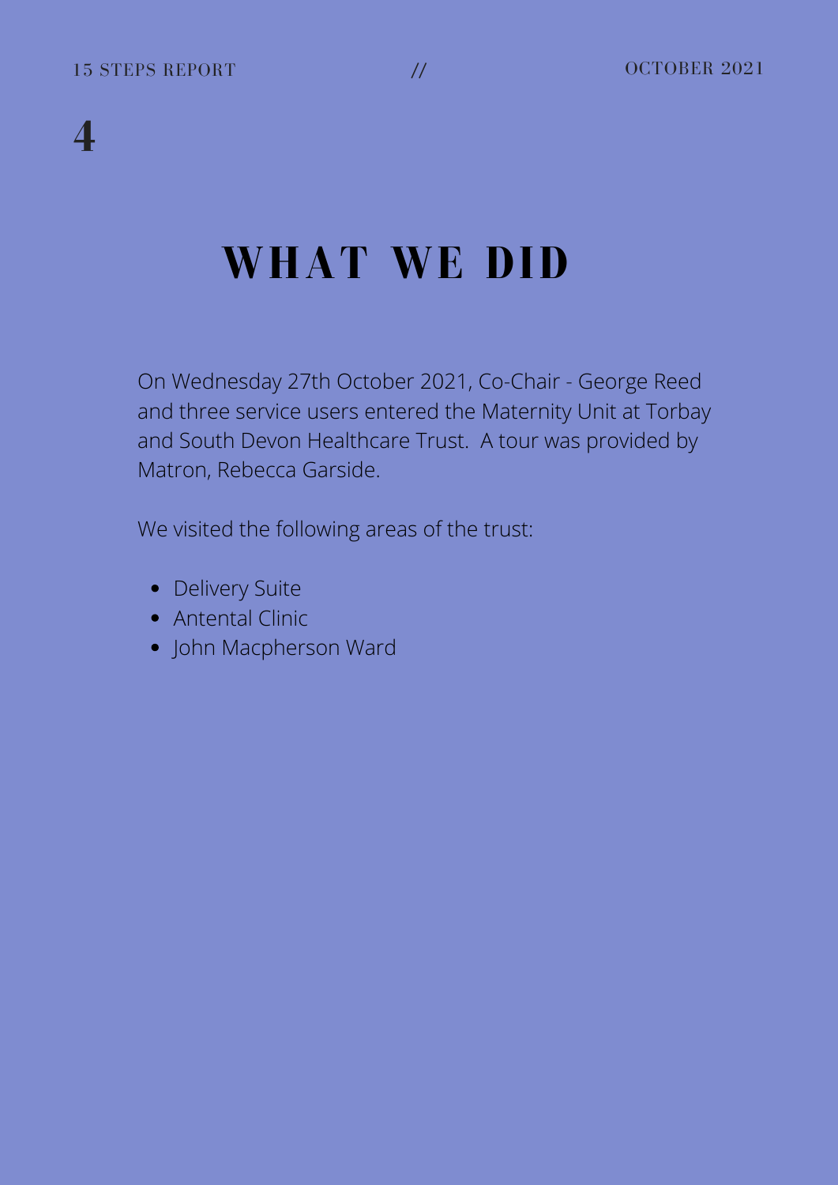# WHAT WE DID

On Wednesday 27th October 2021, Co-Chair - George Reed and three service users entered the Maternity Unit at Torbay and South Devon Healthcare Trust. A tour was provided by Matron, Rebecca Garside.

We visited the following areas of the trust:

- Delivery Suite
- Antental Clinic
- John Macpherson Ward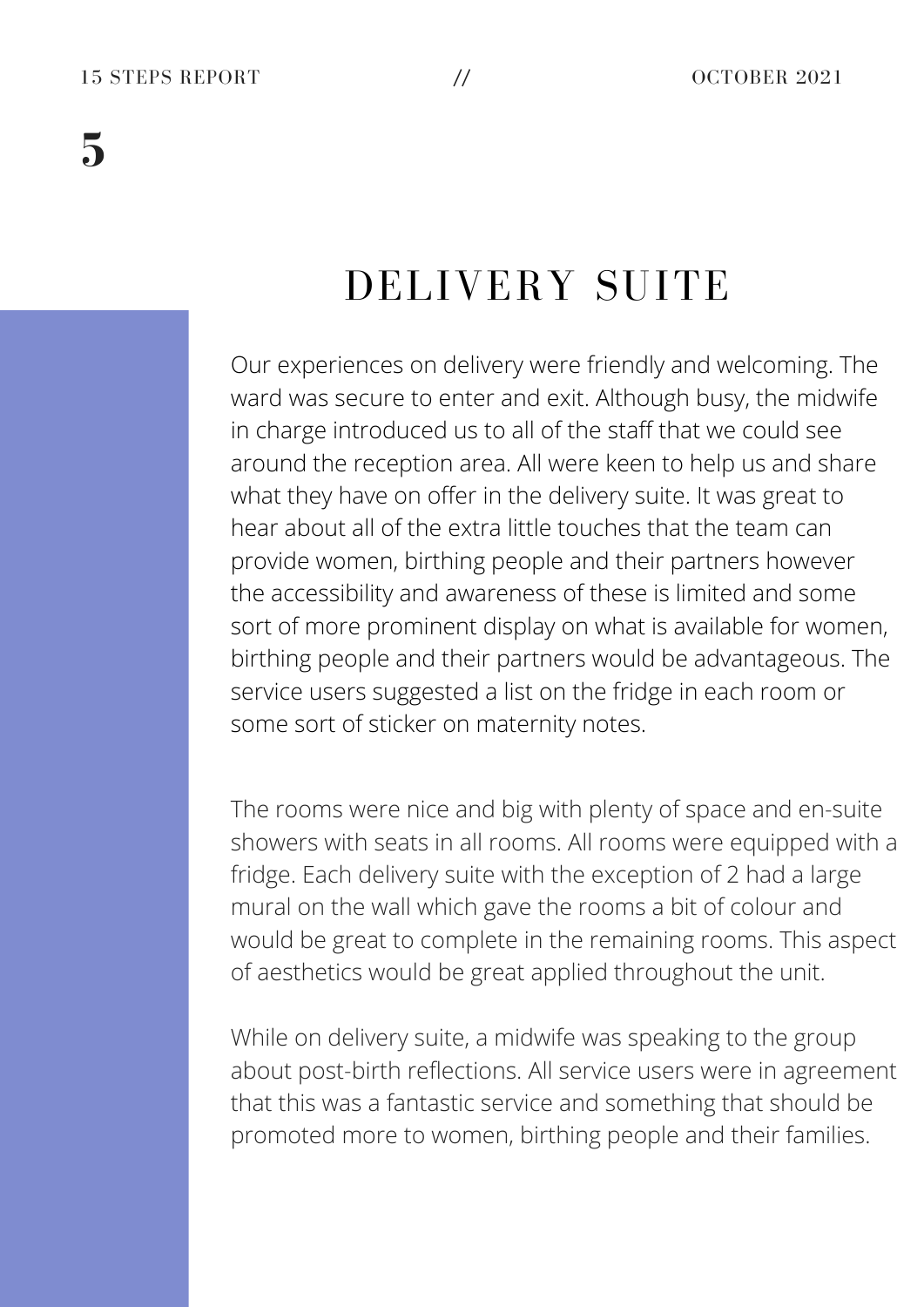# DELIVERY SUITE

Our experiences on delivery were friendly and welcoming. The ward was secure to enter and exit. Although busy, the midwife in charge introduced us to all of the staff that we could see around the reception area. All were keen to help us and share what they have on offer in the delivery suite. It was great to hear about all of the extra little touches that the team can provide women, birthing people and their partners however the accessibility and awareness of these is limited and some sort of more prominent display on what is available for women, birthing people and their partners would be advantageous. The service users suggested a list on the fridge in each room or some sort of sticker on maternity notes.

The rooms were nice and big with plenty of space and en-suite showers with seats in all rooms. All rooms were equipped with a fridge. Each delivery suite with the exception of 2 had a large mural on the wall which gave the rooms a bit of colour and would be great to complete in the remaining rooms. This aspect of aesthetics would be great applied throughout the unit.

While on delivery suite, a midwife was speaking to the group about post-birth reflections. All service users were in agreement that this was a fantastic service and something that should be promoted more to women, birthing people and their families.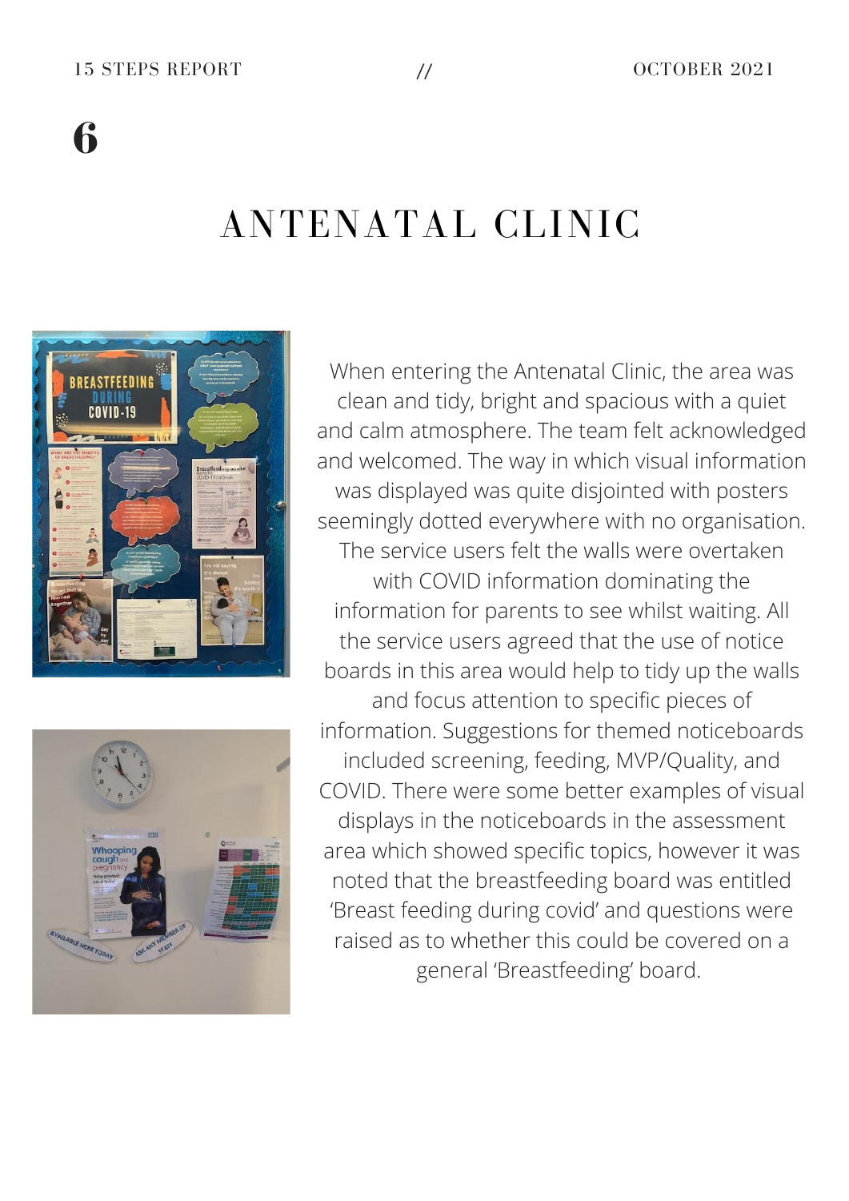# 6

## ANTENATAL CLINIC

When entering the Antenatal Clinic, the area was clean and tidy, bright and spacious with a quiet and calm atmosphere. The team felt acknowledged and welcomed. The way in which visual information was displayed was quite disjointed with posters seemingly dotted everywhere with no organisation. The service users felt the walls were overtaken with COVID information dominating the information for parents to see whilst waiting. All the service users agreed that the use of notice boards in this area would help to tidy up the walls and focus attention to specific pieces of information. Suggestions for themed noticeboards included screening, feeding, MVP/Quality, and COVID. There were some better examples of visual displays in the noticeboards in the assessment area which showed specific topics, however it was noted that the breastfeeding board was entitled 'Breast feeding during covid' and questions were raised as to whether this could be covered on a general 'Breastfeeding' board.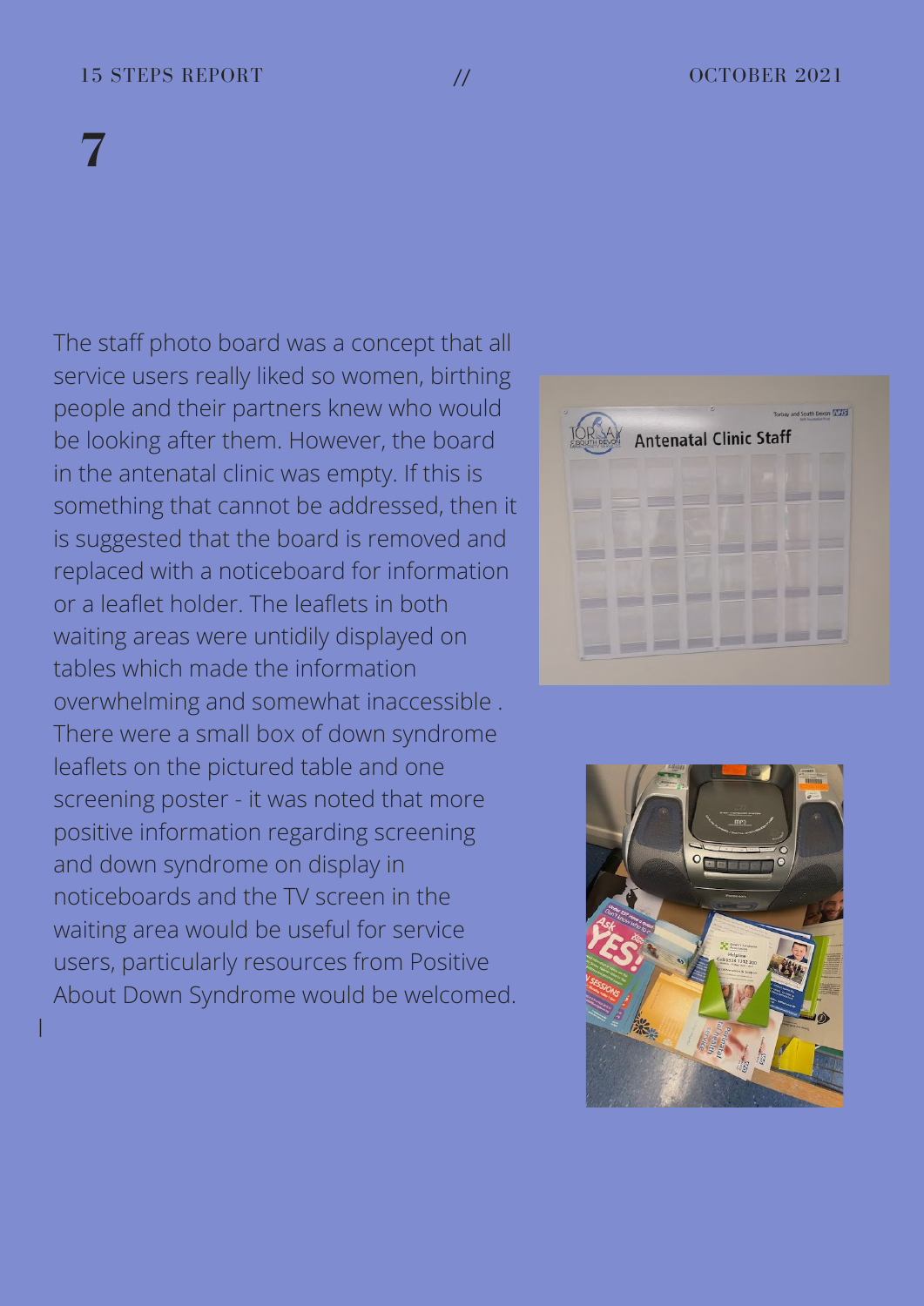# 7

The staff photo board was a concept that all service users really liked so women, birthing people and their partners knew who would be looking after them. However, the board in the antenatal clinic was empty. If this is something that cannot be addressed, then it is suggested that the board is removed and replaced with a noticeboard for information or a leaflet holder. The leaflets in both waiting areas were untidily displayed on tables which made the information overwhelming and somewhat inaccessible . There were a small box of down syndrome leaflets on the pictured table and one screening poster - it was noted that more positive information regarding screening and down syndrome on display in noticeboards and the TV screen in the waiting area would be useful for service users, particularly resources from Positive About Down Syndrome would be welcomed.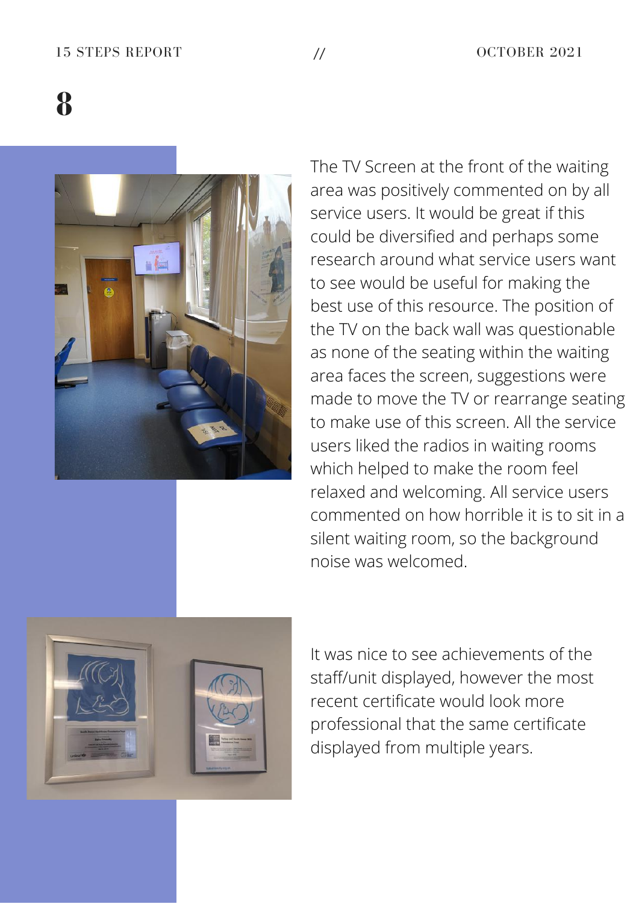The TV Screen at the front of the waiting area was positively commented on by all service users. It would be great if this could be diversified and perhaps some research around what service users want to see would be useful for making the best use of this resource. The position of the TV on the back wall was questionable as none of the seating within the waiting area faces the screen, suggestions were made to move the TV or rearrange seating to make use of this screen. All the service users liked the radios in waiting rooms which helped to make the room feel relaxed and welcoming. All service users commented on how horrible it is to sit in a silent waiting room, so the background noise was welcomed.

It was nice to see achievements of the staff/unit displayed, however the most recent certificate would look more professional that the same certificate displayed from multiple years.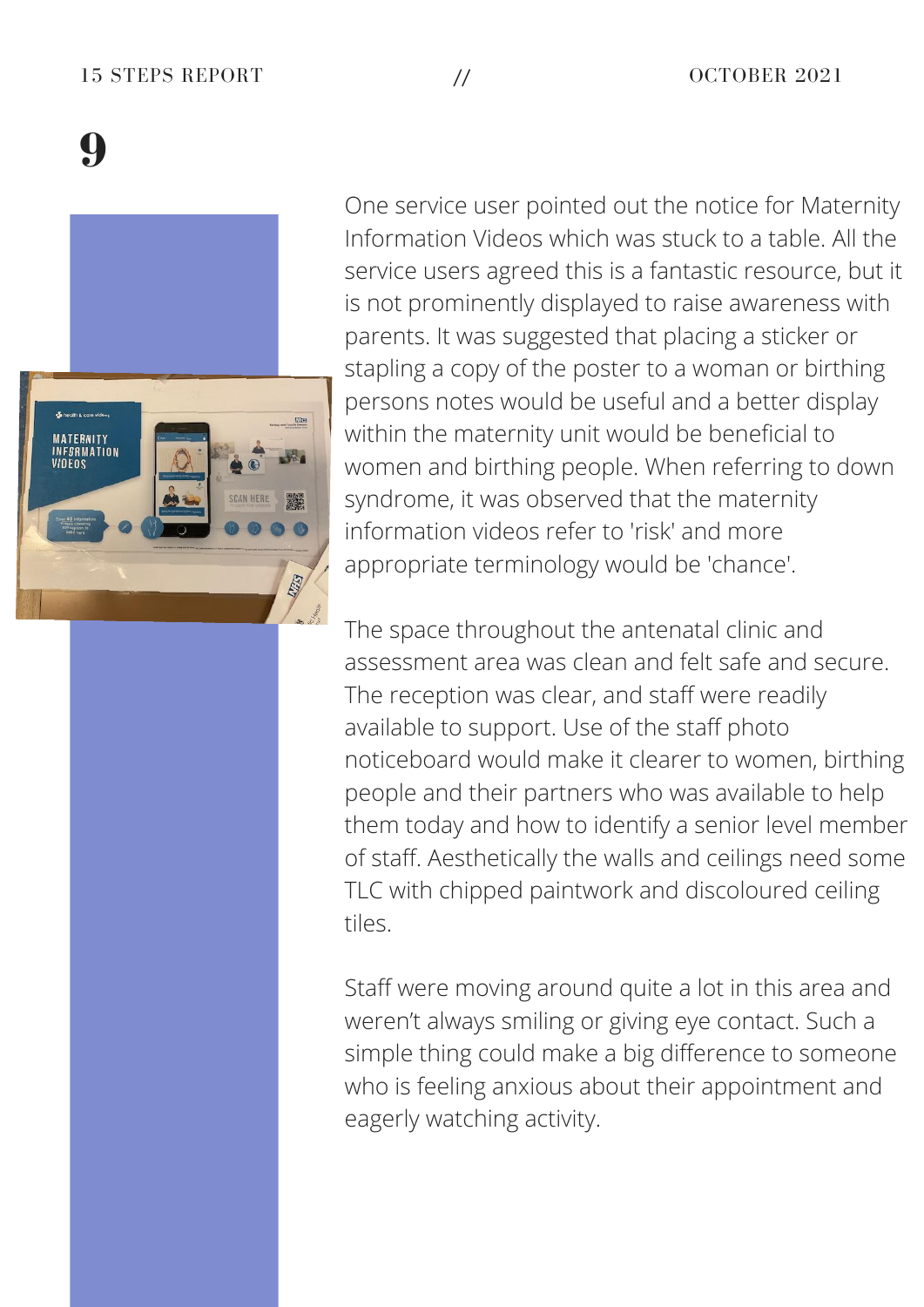One service user pointed out the notice for Maternity Information Videos which was stuck to a table. All the service users agreed this is a fantastic resource, but it is not prominently displayed to raise awareness with parents. It was suggested that placing a sticker or stapling a copy of the poster to a woman or birthing persons notes would be useful and a better display within the maternity unit would be beneficial to women and birthing people. When referring to down syndrome, it was observed that the maternity information videos refer to 'risk' and more appropriate terminology would be 'chance'.

The space throughout the antenatal clinic and assessment area was clean and felt safe and secure. The reception was clear, and staff were readily available to support. Use of the staff photo noticeboard would make it clearer to women, birthing people and their partners who was available to help them today and how to identify a senior level member of staff. Aesthetically the walls and ceilings need some TLC with chipped paintwork and discoloured ceiling tiles.

Staff were moving around quite a lot in this area and weren't always smiling or giving eye contact. Such a simple thing could make a big difference to someone who is feeling anxious about their appointment and eagerly watching activity.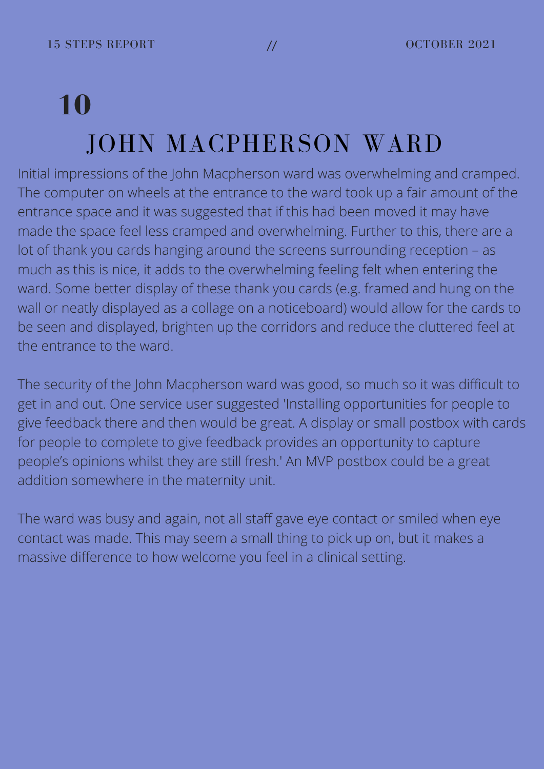# 10

## JOHN MACPHERSON WARD

Initial impressions of the John Macpherson ward was overwhelming and cramped. The computer on wheels at the entrance to the ward took up a fair amount of the entrance space and it was suggested that if this had been moved it may have made the space feel less cramped and overwhelming. Further to this, there are a lot of thank you cards hanging around the screens surrounding reception – as much as this is nice, it adds to the overwhelming feeling felt when entering the ward. Some better display of these thank you cards (e.g. framed and hung on the wall or neatly displayed as a collage on a noticeboard) would allow for the cards to be seen and displayed, brighten up the corridors and reduce the cluttered feel at the entrance to the ward.

The security of the John Macpherson ward was good, so much so it was difficult to get in and out. One service user suggested 'Installing opportunities for people to give feedback there and then would be great. A display or small postbox with cards for people to complete to give feedback provides an opportunity to capture people's opinions whilst they are still fresh.' An MVP postbox could be a great addition somewhere in the maternity unit.

The ward was busy and again, not all staff gave eye contact or smiled when eye contact was made. This may seem a small thing to pick up on, but it makes a massive difference to how welcome you feel in a clinical setting.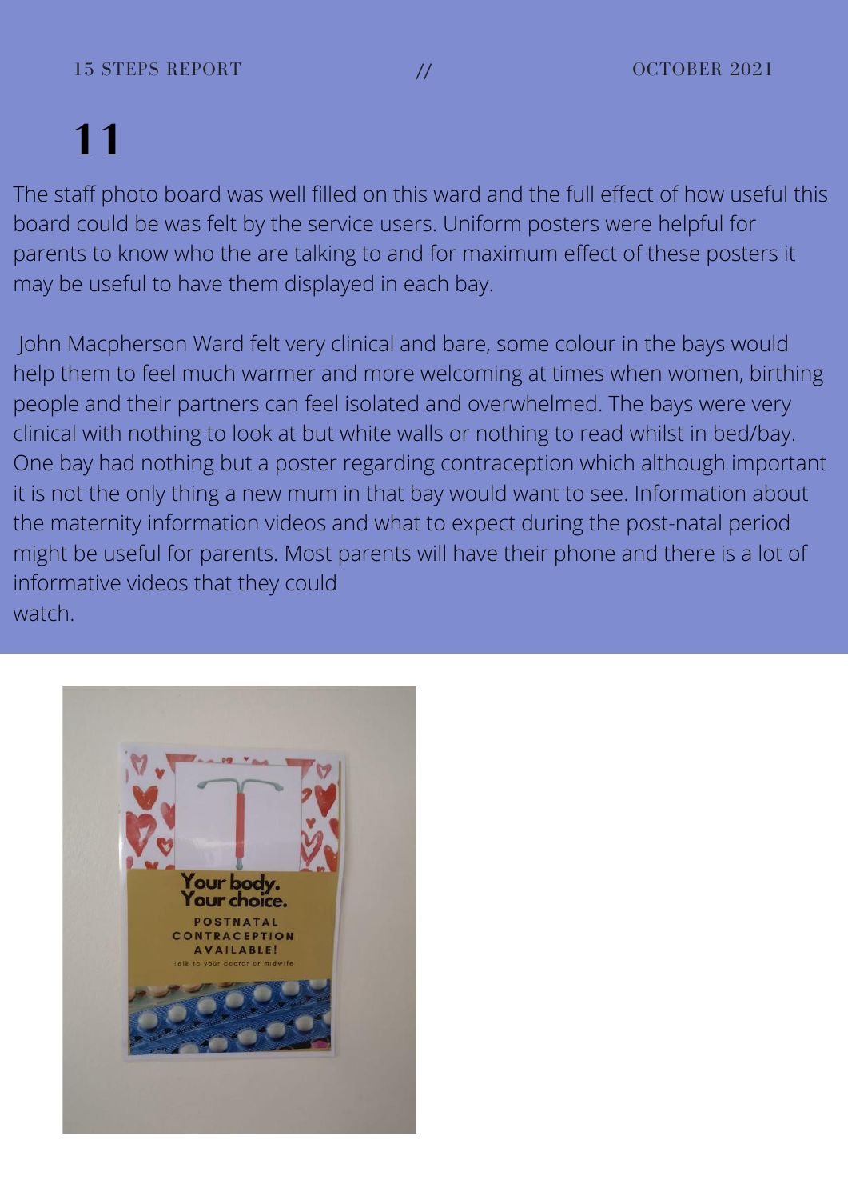The staff photo board was well filled on this ward and the full effect of how useful this board could be was felt by the service users. Uniform posters were helpful for parents to know who the are talking to and for maximum effect of these posters it may be useful to have them displayed in each bay.

John Macpherson Ward felt very clinical and bare, some colour in the bays would help them to feel much warmer and more welcoming at times when women, birthing people and their partners can feel isolated and overwhelmed. The bays were very clinical with nothing to look at but white walls or nothing to read whilst in bed/bay. One bay had nothing but a poster regarding contraception which although important it is not the only thing a new mum in that bay would want to see. Information about the maternity information videos and what to expect during the post-natal period might be useful for parents. Most parents will have their phone and there is a lot of informative videos that they could watch.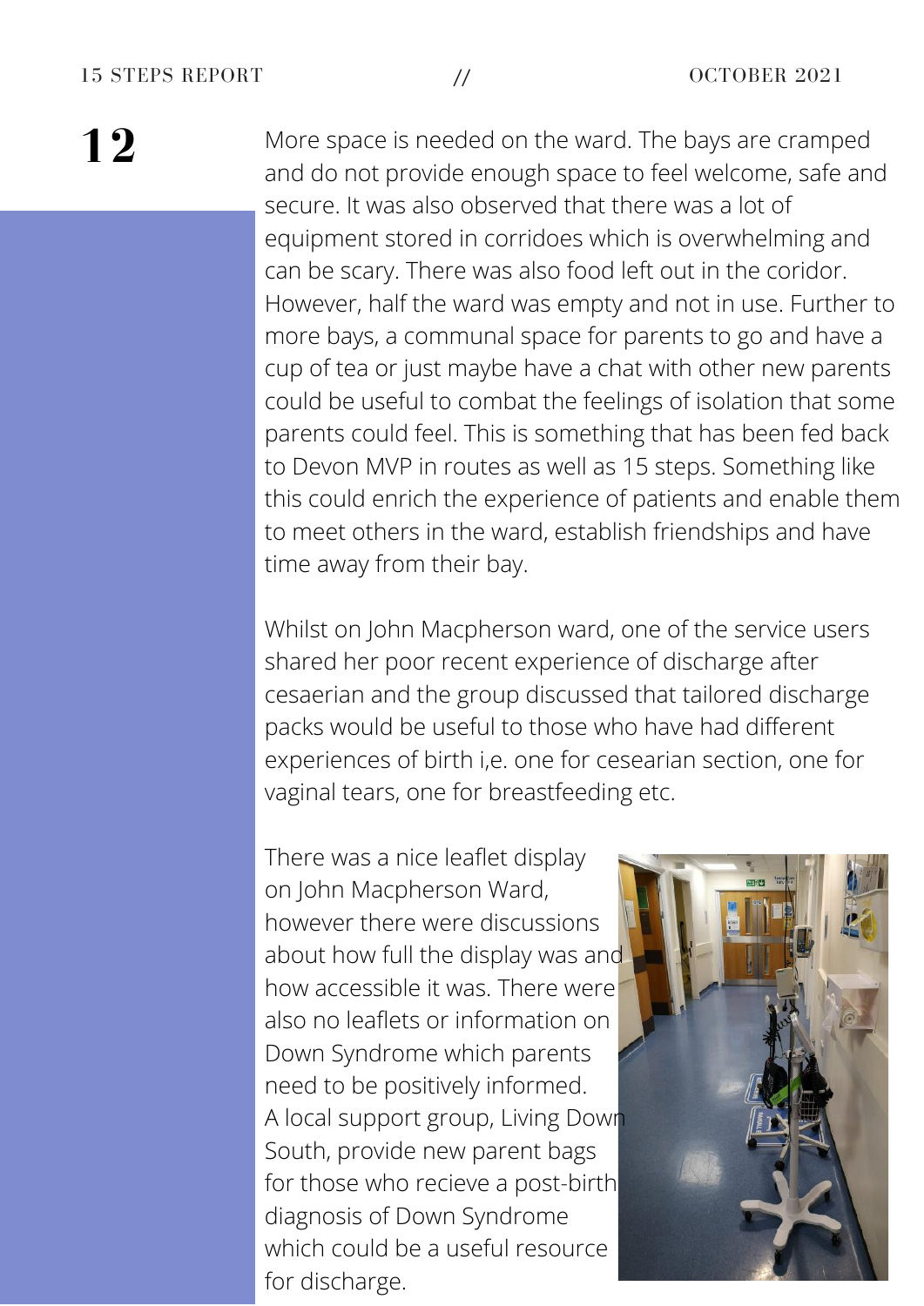More space is needed on the ward. The bays are cramped and do not provide enough space to feel welcome, safe and secure. It was also observed that there was a lot of equipment stored in corridoes which is overwhelming and can be scary. There was also food left out in the coridor. However, half the ward was empty and not in use. Further to more bays, a communal space for parents to go and have a cup of tea or just maybe have a chat with other new parents could be useful to combat the feelings of isolation that some parents could feel. This is something that has been fed back to Devon MVP in routes as well as 15 steps. Something like this could enrich the experience of patients and enable them to meet others in the ward, establish friendships and have time away from their bay.

Whilst on John Macpherson ward, one of the service users shared her poor recent experience of discharge after cesaerian and the group discussed that tailored discharge packs would be useful to those who have had different experiences of birth i,e. one for cesearian section, one for vaginal tears, one for breastfeeding etc.

There was a nice leaflet display on John Macpherson Ward, however there were discussions about how full the display was and how accessible it was. There were also no leaflets or information on Down Syndrome which parents need to be positively informed. A local support group, Living Down South, provide new parent bags for those who recieve a post-birth diagnosis of Down Syndrome which could be a useful resource for discharge.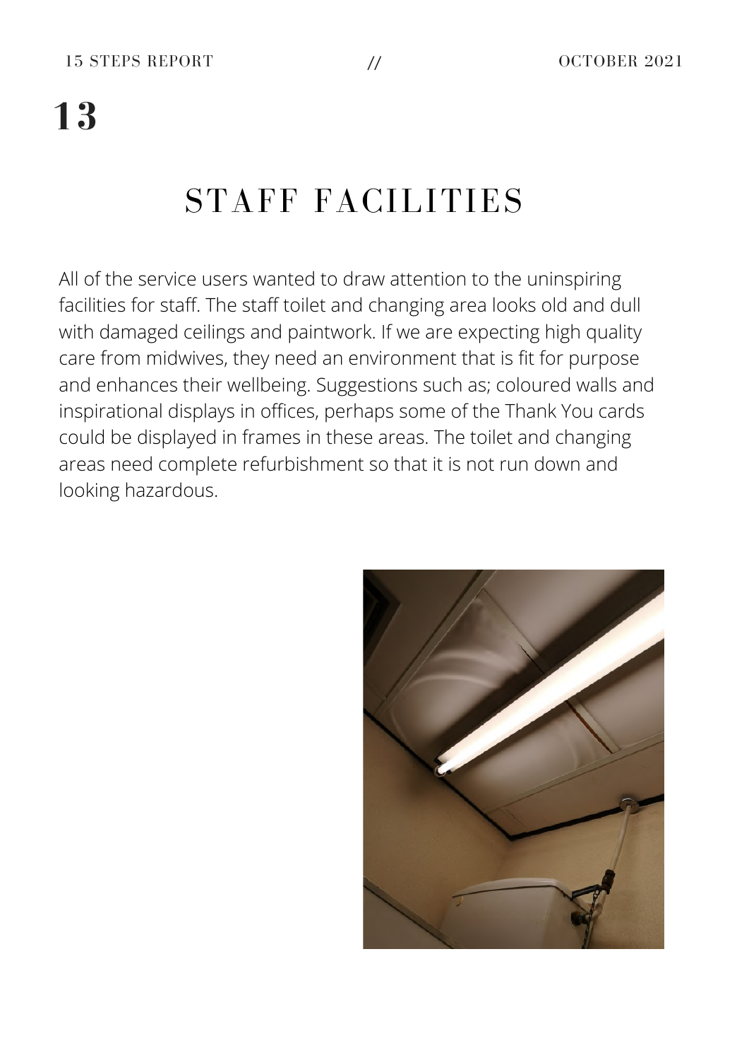# STAFF FACILITIES

All of the service users wanted to draw attention to the uninspiring facilities for staff. The staff toilet and changing area looks old and dull with damaged ceilings and paintwork. If we are expecting high quality care from midwives, they need an environment that is fit for purpose and enhances their wellbeing. Suggestions such as; coloured walls and inspirational displays in offices, perhaps some of the Thank You cards could be displayed in frames in these areas. The toilet and changing areas need complete refurbishment so that it is not run down and looking hazardous.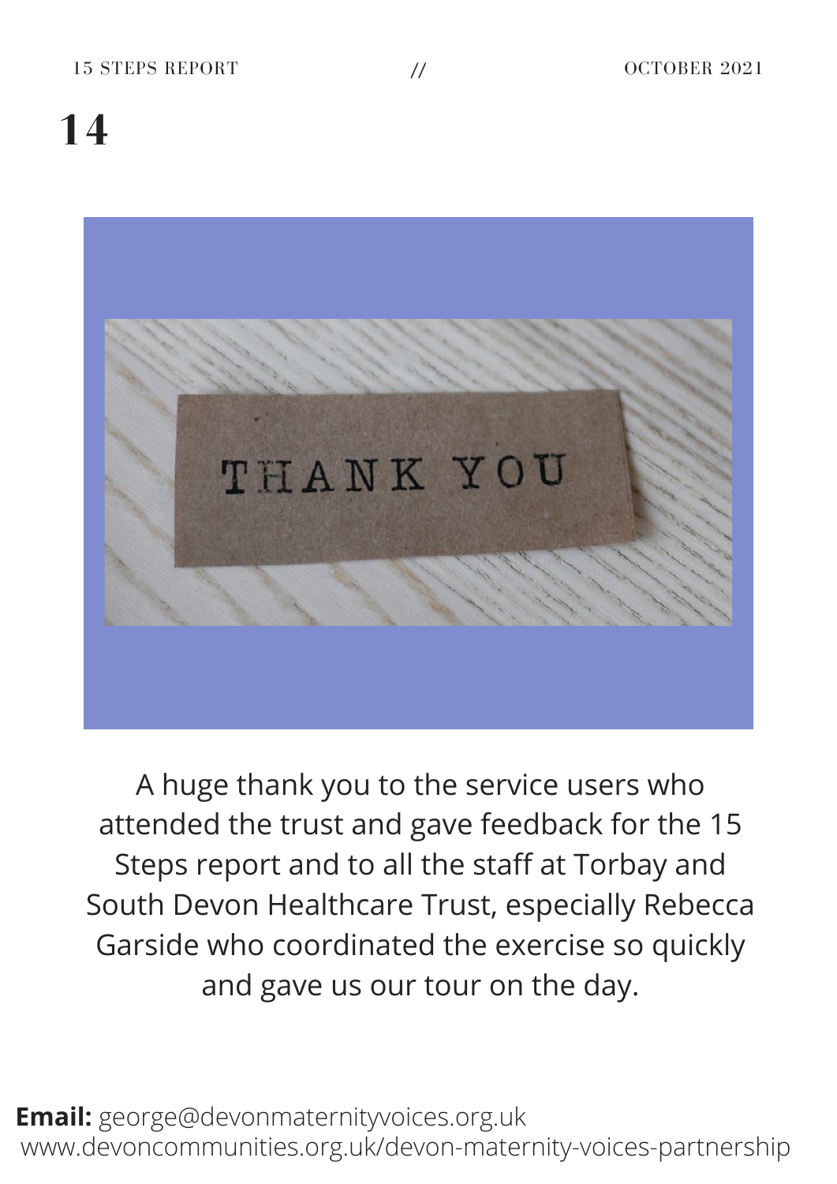A huge thank you to the service users who attended the trust and gave feedback for the 15 Steps report and to all the staff at Torbay and South Devon Healthcare Trust, especially Rebecca Garside who coordinated the exercise so quickly and gave us our tour on the day.

**Email:** george@devonmaternityvoices.org.uk
www.devoncommunities.org.uk/devon-maternity-voices-partnership